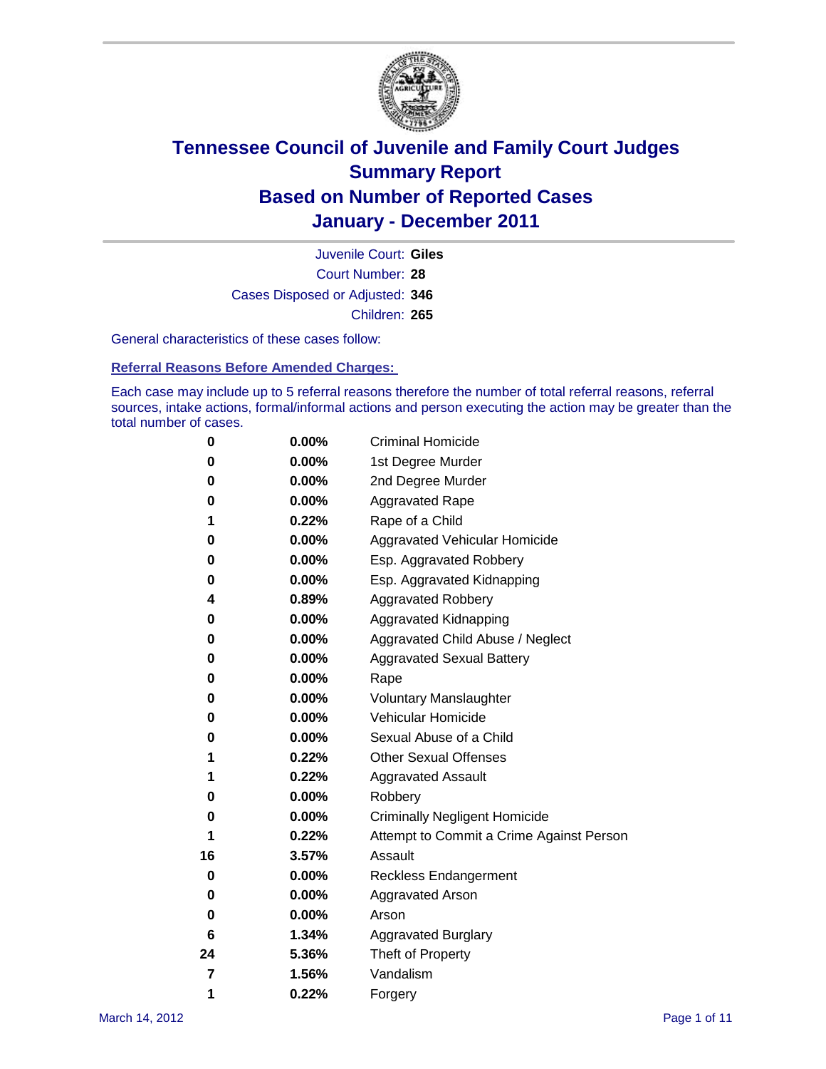# Tennessee Council of Juvenile and Family Court Judges
# Summary Report
# Based on Number of Reported Cases
# January - December 2011

Juvenile Court: **Giles**

Court Number: **28**

Cases Disposed or Adjusted: **346**

Children: **265**

General characteristics of these cases follow:

## Referral Reasons Before Amended Charges:

Each case may include up to 5 referral reasons therefore the number of total referral reasons, referral sources, intake actions, formal/informal actions and person executing the action may be greater than the total number of cases.

| | | |
|---|---|---|
| 0 | 0.00% | Criminal Homicide |
| 0 | 0.00% | 1st Degree Murder |
| 0 | 0.00% | 2nd Degree Murder |
| 0 | 0.00% | Aggravated Rape |
| 1 | 0.22% | Rape of a Child |
| 0 | 0.00% | Aggravated Vehicular Homicide |
| 0 | 0.00% | Esp. Aggravated Robbery |
| 0 | 0.00% | Esp. Aggravated Kidnapping |
| 4 | 0.89% | Aggravated Robbery |
| 0 | 0.00% | Aggravated Kidnapping |
| 0 | 0.00% | Aggravated Child Abuse / Neglect |
| 0 | 0.00% | Aggravated Sexual Battery |
| 0 | 0.00% | Rape |
| 0 | 0.00% | Voluntary Manslaughter |
| 0 | 0.00% | Vehicular Homicide |
| 0 | 0.00% | Sexual Abuse of a Child |
| 1 | 0.22% | Other Sexual Offenses |
| 1 | 0.22% | Aggravated Assault |
| 0 | 0.00% | Robbery |
| 0 | 0.00% | Criminally Negligent Homicide |
| 1 | 0.22% | Attempt to Commit a Crime Against Person |
| 16 | 3.57% | Assault |
| 0 | 0.00% | Reckless Endangerment |
| 0 | 0.00% | Aggravated Arson |
| 0 | 0.00% | Arson |
| 6 | 1.34% | Aggravated Burglary |
| 24 | 5.36% | Theft of Property |
| 7 | 1.56% | Vandalism |
| 1 | 0.22% | Forgery |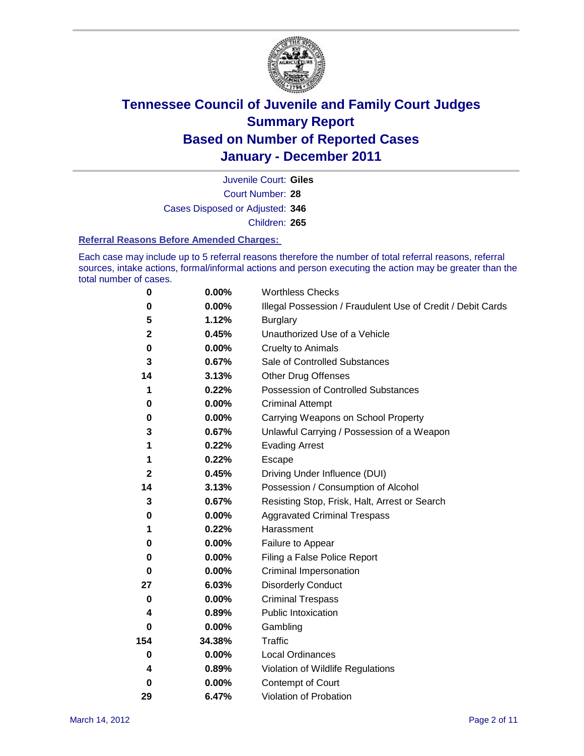# Tennessee Council of Juvenile and Family Court Judges
# Summary Report
# Based on Number of Reported Cases
# January - December 2011

Juvenile Court: **Giles**
Court Number: **28**
Cases Disposed or Adjusted: **346**
Children: **265**

### Referral Reasons Before Amended Charges:

Each case may include up to 5 referral reasons therefore the number of total referral reasons, referral sources, intake actions, formal/informal actions and person executing the action may be greater than the total number of cases.

| | | |
|---|---|---|
| 0 | 0.00% | Worthless Checks |
| 0 | 0.00% | Illegal Possession / Fraudulent Use of Credit / Debit Cards |
| 5 | 1.12% | Burglary |
| 2 | 0.45% | Unauthorized Use of a Vehicle |
| 0 | 0.00% | Cruelty to Animals |
| 3 | 0.67% | Sale of Controlled Substances |
| 14 | 3.13% | Other Drug Offenses |
| 1 | 0.22% | Possession of Controlled Substances |
| 0 | 0.00% | Criminal Attempt |
| 0 | 0.00% | Carrying Weapons on School Property |
| 3 | 0.67% | Unlawful Carrying / Possession of a Weapon |
| 1 | 0.22% | Evading Arrest |
| 1 | 0.22% | Escape |
| 2 | 0.45% | Driving Under Influence (DUI) |
| 14 | 3.13% | Possession / Consumption of Alcohol |
| 3 | 0.67% | Resisting Stop, Frisk, Halt, Arrest or Search |
| 0 | 0.00% | Aggravated Criminal Trespass |
| 1 | 0.22% | Harassment |
| 0 | 0.00% | Failure to Appear |
| 0 | 0.00% | Filing a False Police Report |
| 0 | 0.00% | Criminal Impersonation |
| 27 | 6.03% | Disorderly Conduct |
| 0 | 0.00% | Criminal Trespass |
| 4 | 0.89% | Public Intoxication |
| 0 | 0.00% | Gambling |
| 154 | 34.38% | Traffic |
| 0 | 0.00% | Local Ordinances |
| 4 | 0.89% | Violation of Wildlife Regulations |
| 0 | 0.00% | Contempt of Court |
| 29 | 6.47% | Violation of Probation |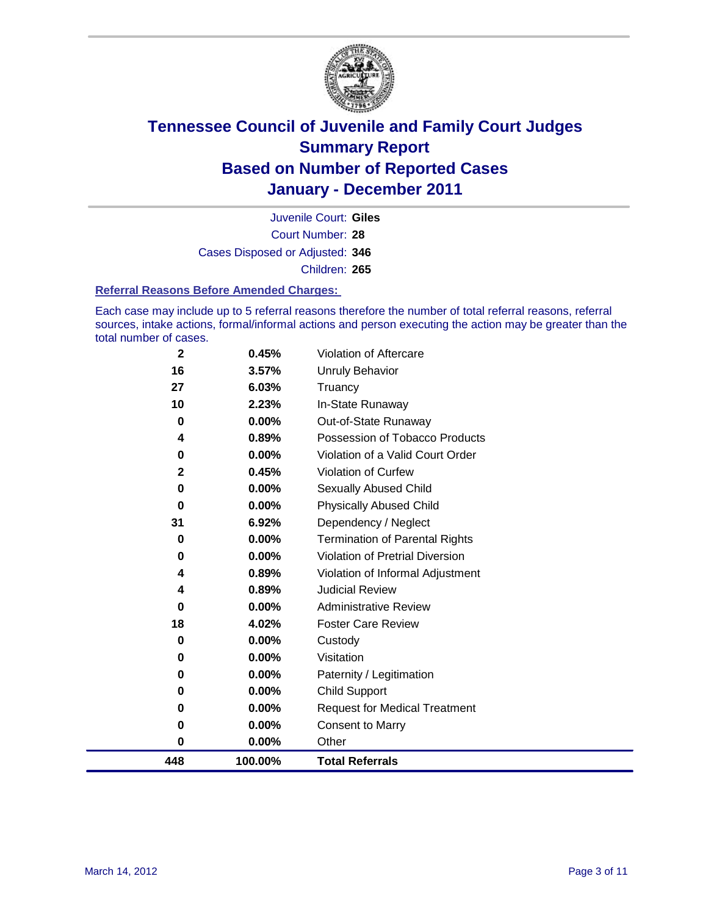# Tennessee Council of Juvenile and Family Court Judges
## Summary Report
## Based on Number of Reported Cases
## January - December 2011

Juvenile Court: **Giles**
Court Number: **28**
Cases Disposed or Adjusted: **346**
Children: **265**

### Referral Reasons Before Amended Charges:

Each case may include up to 5 referral reasons therefore the number of total referral reasons, referral sources, intake actions, formal/informal actions and person executing the action may be greater than the total number of cases.

| | | |
|---|---|---|
| 2 | 0.45% | Violation of Aftercare |
| 16 | 3.57% | Unruly Behavior |
| 27 | 6.03% | Truancy |
| 10 | 2.23% | In-State Runaway |
| 0 | 0.00% | Out-of-State Runaway |
| 4 | 0.89% | Possession of Tobacco Products |
| 0 | 0.00% | Violation of a Valid Court Order |
| 2 | 0.45% | Violation of Curfew |
| 0 | 0.00% | Sexually Abused Child |
| 0 | 0.00% | Physically Abused Child |
| 31 | 6.92% | Dependency / Neglect |
| 0 | 0.00% | Termination of Parental Rights |
| 0 | 0.00% | Violation of Pretrial Diversion |
| 4 | 0.89% | Violation of Informal Adjustment |
| 4 | 0.89% | Judicial Review |
| 0 | 0.00% | Administrative Review |
| 18 | 4.02% | Foster Care Review |
| 0 | 0.00% | Custody |
| 0 | 0.00% | Visitation |
| 0 | 0.00% | Paternity / Legitimation |
| 0 | 0.00% | Child Support |
| 0 | 0.00% | Request for Medical Treatment |
| 0 | 0.00% | Consent to Marry |
| 0 | 0.00% | Other |
| **448** | **100.00%** | **Total Referrals** |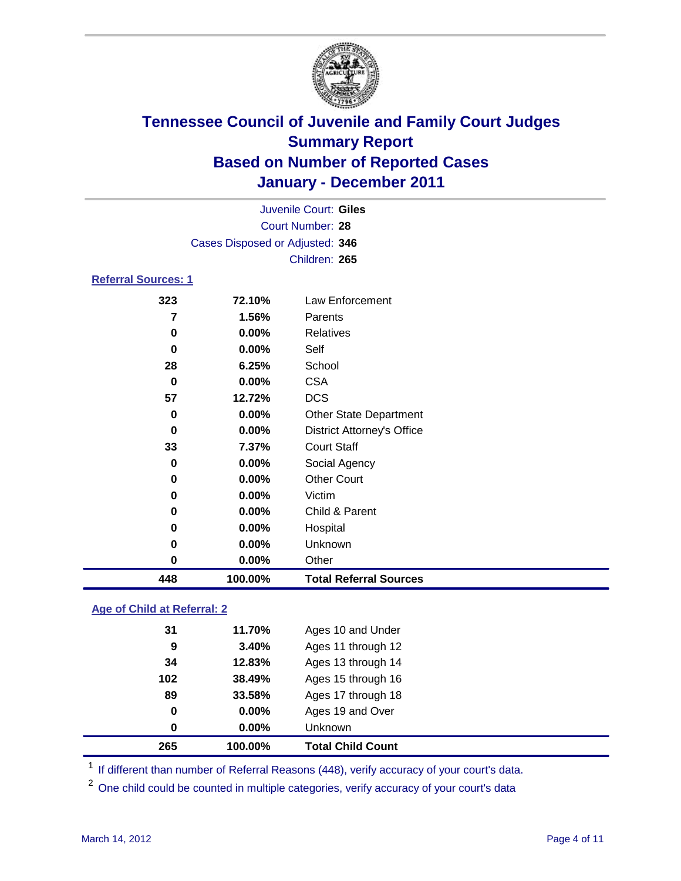# Tennessee Council of Juvenile and Family Court Judges
## Summary Report
## Based on Number of Reported Cases
## January - December 2011

Juvenile Court: **Giles**
Court Number: **28**
Cases Disposed or Adjusted: **346**
Children: **265**

### Referral Sources: 1

| | | |
|---|---|---|
| 323 | 72.10% | Law Enforcement |
| 7 | 1.56% | Parents |
| 0 | 0.00% | Relatives |
| 0 | 0.00% | Self |
| 28 | 6.25% | School |
| 0 | 0.00% | CSA |
| 57 | 12.72% | DCS |
| 0 | 0.00% | Other State Department |
| 0 | 0.00% | District Attorney's Office |
| 33 | 7.37% | Court Staff |
| 0 | 0.00% | Social Agency |
| 0 | 0.00% | Other Court |
| 0 | 0.00% | Victim |
| 0 | 0.00% | Child & Parent |
| 0 | 0.00% | Hospital |
| 0 | 0.00% | Unknown |
| 0 | 0.00% | Other |
| **448** | **100.00%** | **Total Referral Sources** |

### Age of Child at Referral: 2

| | | |
|---|---|---|
| 31 | 11.70% | Ages 10 and Under |
| 9 | 3.40% | Ages 11 through 12 |
| 34 | 12.83% | Ages 13 through 14 |
| 102 | 38.49% | Ages 15 through 16 |
| 89 | 33.58% | Ages 17 through 18 |
| 0 | 0.00% | Ages 19 and Over |
| 0 | 0.00% | Unknown |
| **265** | **100.00%** | **Total Child Count** |

[1] If different than number of Referral Reasons (448), verify accuracy of your court's data.

[2] One child could be counted in multiple categories, verify accuracy of your court's data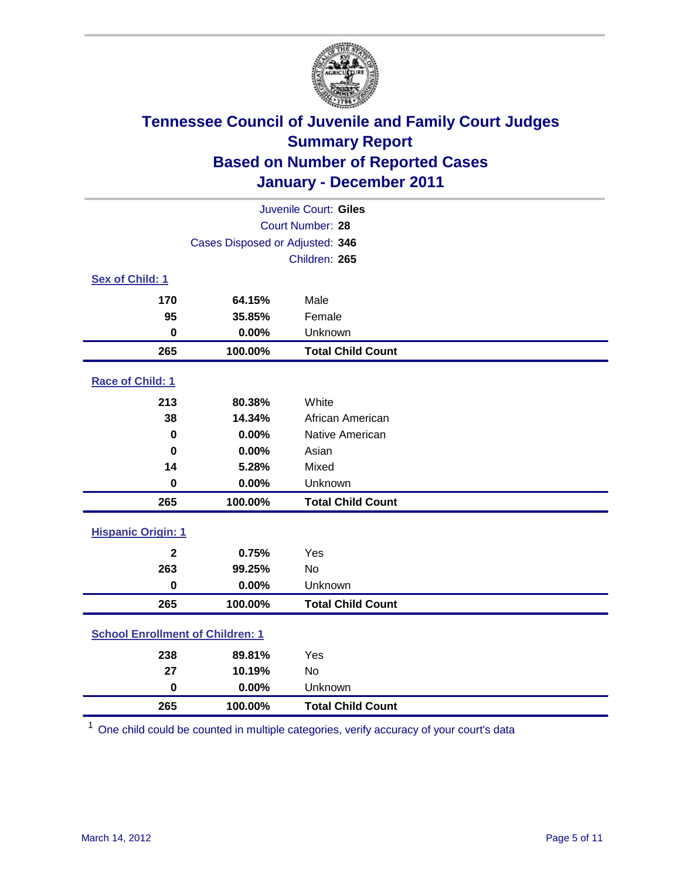# Tennessee Council of Juvenile and Family Court Judges
## Summary Report
## Based on Number of Reported Cases
## January - December 2011

Juvenile Court: **Giles**
Court Number: **28**
Cases Disposed or Adjusted: **346**
Children: **265**

### Sex of Child: 1

| | | |
|---|---|---|
| **170** | **64.15%** | Male |
| **95** | **35.85%** | Female |
| **0** | **0.00%** | Unknown |
| **265** | **100.00%** | **Total Child Count** |

### Race of Child: 1

| | | |
|---|---|---|
| **213** | **80.38%** | White |
| **38** | **14.34%** | African American |
| **0** | **0.00%** | Native American |
| **0** | **0.00%** | Asian |
| **14** | **5.28%** | Mixed |
| **0** | **0.00%** | Unknown |
| **265** | **100.00%** | **Total Child Count** |

### Hispanic Origin: 1

| | | |
|---|---|---|
| **2** | **0.75%** | Yes |
| **263** | **99.25%** | No |
| **0** | **0.00%** | Unknown |
| **265** | **100.00%** | **Total Child Count** |

### School Enrollment of Children: 1

| | | |
|---|---|---|
| **238** | **89.81%** | Yes |
| **27** | **10.19%** | No |
| **0** | **0.00%** | Unknown |
| **265** | **100.00%** | **Total Child Count** |

[1] One child could be counted in multiple categories, verify accuracy of your court's data

March 14, 2012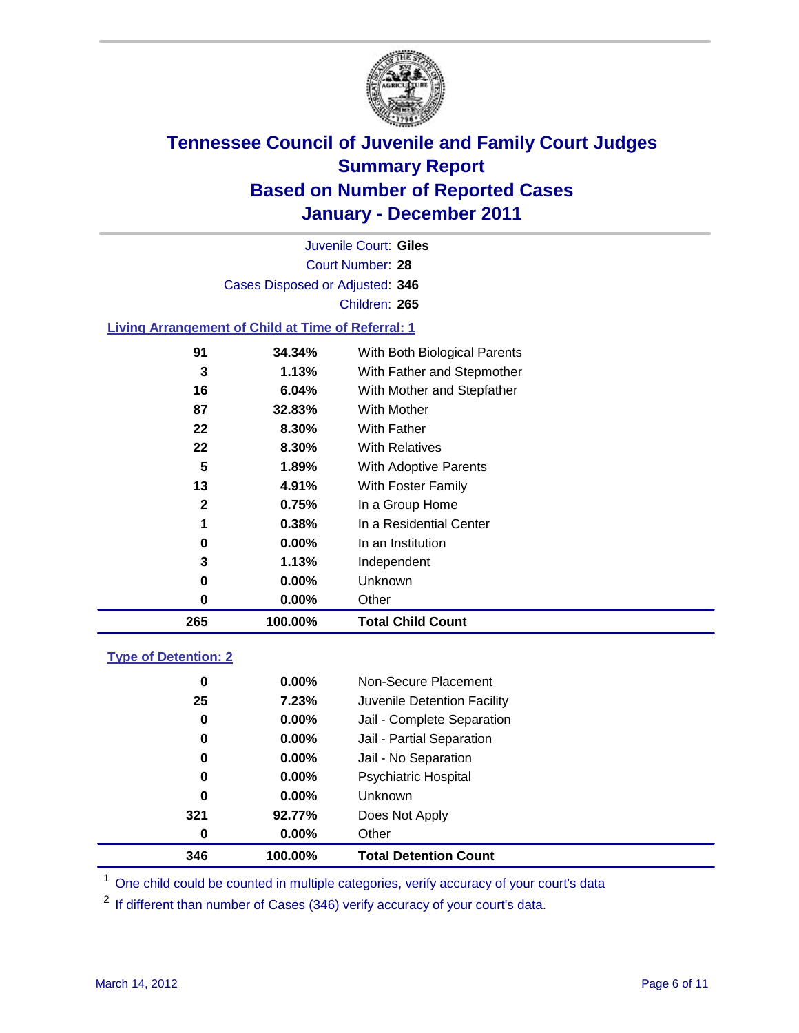# Tennessee Council of Juvenile and Family Court Judges
## Summary Report
## Based on Number of Reported Cases
## January - December 2011

Juvenile Court: **Giles**
Court Number: **28**
Cases Disposed or Adjusted: **346**
Children: **265**

### Living Arrangement of Child at Time of Referral: 1

| Count | Percent | Category |
|---|---|---|
| 91 | 34.34% | With Both Biological Parents |
| 3 | 1.13% | With Father and Stepmother |
| 16 | 6.04% | With Mother and Stepfather |
| 87 | 32.83% | With Mother |
| 22 | 8.30% | With Father |
| 22 | 8.30% | With Relatives |
| 5 | 1.89% | With Adoptive Parents |
| 13 | 4.91% | With Foster Family |
| 2 | 0.75% | In a Group Home |
| 1 | 0.38% | In a Residential Center |
| 0 | 0.00% | In an Institution |
| 3 | 1.13% | Independent |
| 0 | 0.00% | Unknown |
| 0 | 0.00% | Other |
| **265** | **100.00%** | **Total Child Count** |

### Type of Detention: 2

| Count | Percent | Category |
|---|---|---|
| 0 | 0.00% | Non-Secure Placement |
| 25 | 7.23% | Juvenile Detention Facility |
| 0 | 0.00% | Jail - Complete Separation |
| 0 | 0.00% | Jail - Partial Separation |
| 0 | 0.00% | Jail - No Separation |
| 0 | 0.00% | Psychiatric Hospital |
| 0 | 0.00% | Unknown |
| 321 | 92.77% | Does Not Apply |
| 0 | 0.00% | Other |
| **346** | **100.00%** | **Total Detention Count** |

[1] One child could be counted in multiple categories, verify accuracy of your court's data

[2] If different than number of Cases (346) verify accuracy of your court's data.

March 14, 2012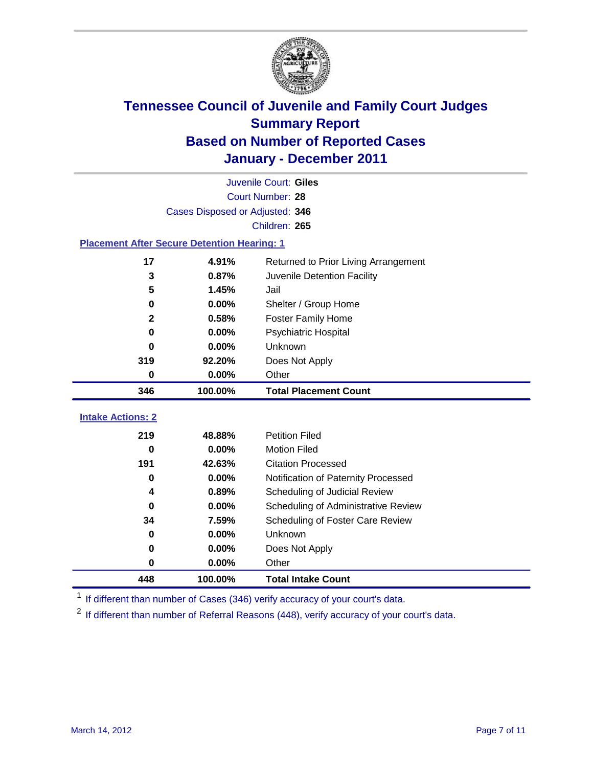# Tennessee Council of Juvenile and Family Court Judges
## Summary Report
## Based on Number of Reported Cases
## January - December 2011

Juvenile Court: **Giles**
Court Number: **28**
Cases Disposed or Adjusted: **346**
Children: **265**

### Placement After Secure Detention Hearing: 1

| Count | Percent | Placement |
|---|---|---|
| 17 | 4.91% | Returned to Prior Living Arrangement |
| 3 | 0.87% | Juvenile Detention Facility |
| 5 | 1.45% | Jail |
| 0 | 0.00% | Shelter / Group Home |
| 2 | 0.58% | Foster Family Home |
| 0 | 0.00% | Psychiatric Hospital |
| 0 | 0.00% | Unknown |
| 319 | 92.20% | Does Not Apply |
| 0 | 0.00% | Other |
| **346** | **100.00%** | **Total Placement Count** |

### Intake Actions: 2

| Count | Percent | Intake Action |
|---|---|---|
| 219 | 48.88% | Petition Filed |
| 0 | 0.00% | Motion Filed |
| 191 | 42.63% | Citation Processed |
| 0 | 0.00% | Notification of Paternity Processed |
| 4 | 0.89% | Scheduling of Judicial Review |
| 0 | 0.00% | Scheduling of Administrative Review |
| 34 | 7.59% | Scheduling of Foster Care Review |
| 0 | 0.00% | Unknown |
| 0 | 0.00% | Does Not Apply |
| 0 | 0.00% | Other |
| **448** | **100.00%** | **Total Intake Count** |

[1] If different than number of Cases (346) verify accuracy of your court's data.

[2] If different than number of Referral Reasons (448), verify accuracy of your court's data.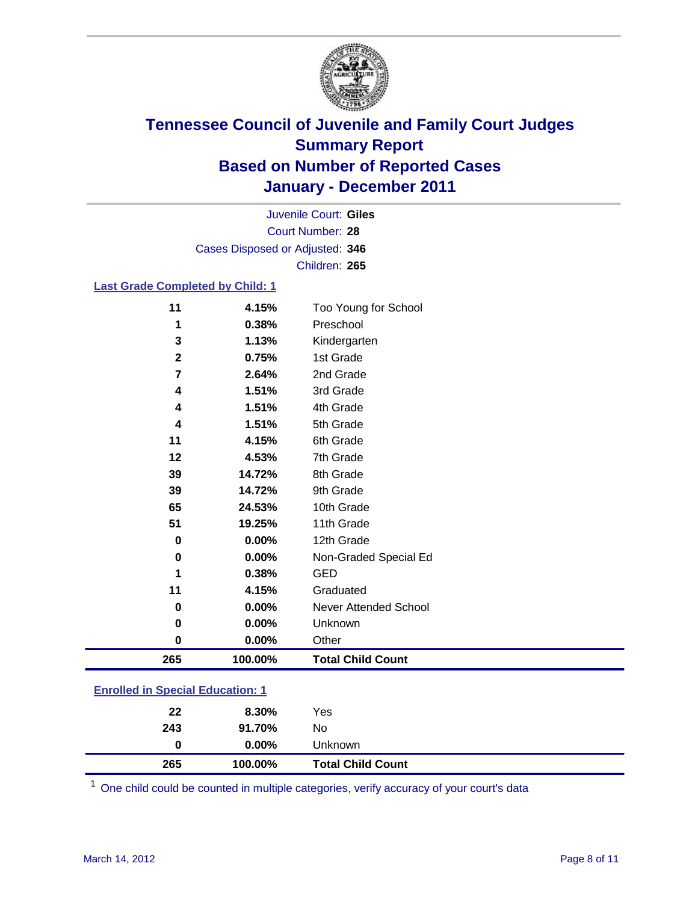# Tennessee Council of Juvenile and Family Court Judges
## Summary Report
## Based on Number of Reported Cases
## January - December 2011

Juvenile Court: **Giles**
Court Number: **28**
Cases Disposed or Adjusted: **346**
Children: **265**

### Last Grade Completed by Child: 1

| | | |
|---|---|---|
| 11 | 4.15% | Too Young for School |
| 1 | 0.38% | Preschool |
| 3 | 1.13% | Kindergarten |
| 2 | 0.75% | 1st Grade |
| 7 | 2.64% | 2nd Grade |
| 4 | 1.51% | 3rd Grade |
| 4 | 1.51% | 4th Grade |
| 4 | 1.51% | 5th Grade |
| 11 | 4.15% | 6th Grade |
| 12 | 4.53% | 7th Grade |
| 39 | 14.72% | 8th Grade |
| 39 | 14.72% | 9th Grade |
| 65 | 24.53% | 10th Grade |
| 51 | 19.25% | 11th Grade |
| 0 | 0.00% | 12th Grade |
| 0 | 0.00% | Non-Graded Special Ed |
| 1 | 0.38% | GED |
| 11 | 4.15% | Graduated |
| 0 | 0.00% | Never Attended School |
| 0 | 0.00% | Unknown |
| 0 | 0.00% | Other |
| **265** | **100.00%** | **Total Child Count** |

### Enrolled in Special Education: 1

| | | |
|---|---|---|
| 22 | 8.30% | Yes |
| 243 | 91.70% | No |
| 0 | 0.00% | Unknown |
| **265** | **100.00%** | **Total Child Count** |

[1] One child could be counted in multiple categories, verify accuracy of your court's data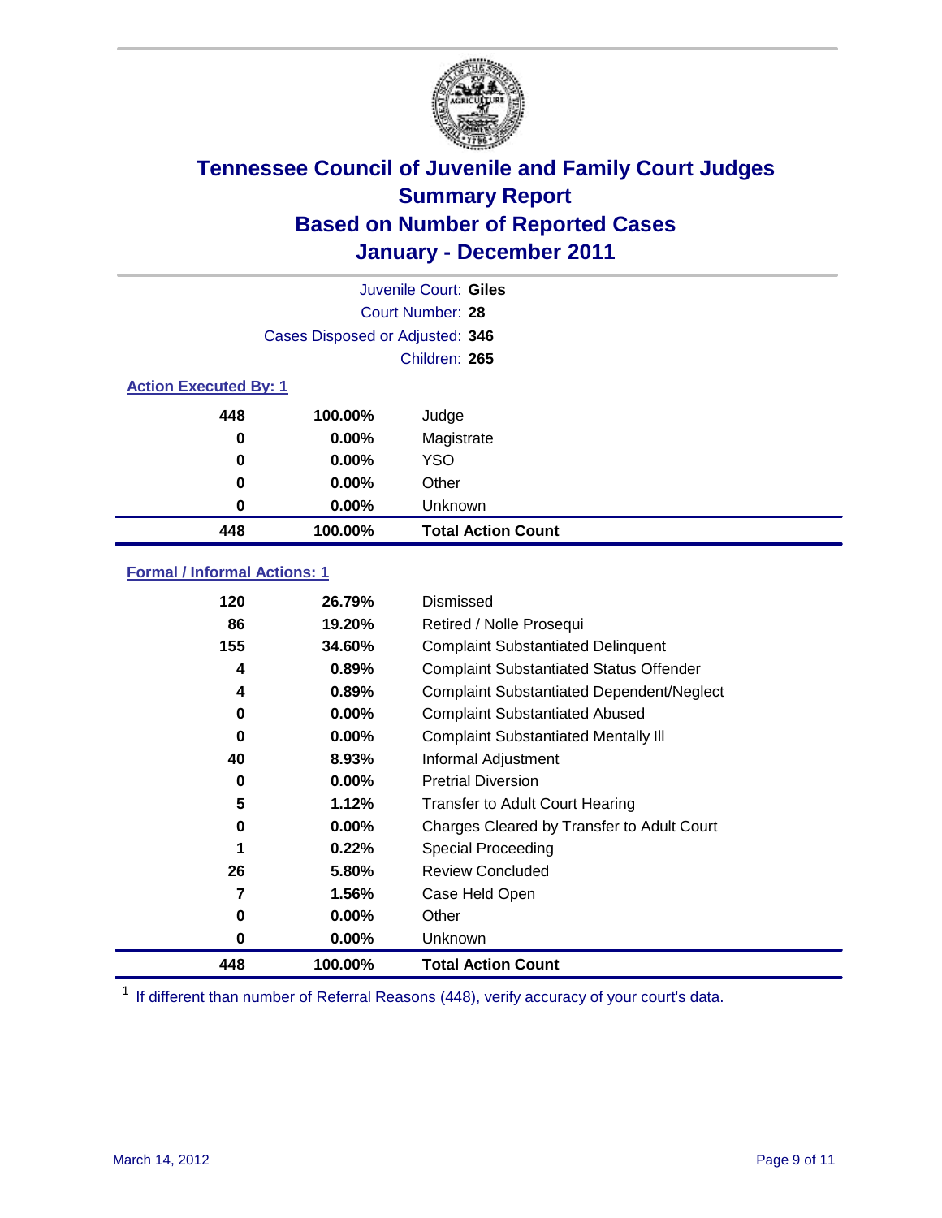# Tennessee Council of Juvenile and Family Court Judges
## Summary Report
## Based on Number of Reported Cases
## January - December 2011

Juvenile Court: **Giles**
Court Number: **28**
Cases Disposed or Adjusted: **346**
Children: **265**

### Action Executed By: 1

| | | |
|---|---|---|
| 448 | 100.00% | Judge |
| 0 | 0.00% | Magistrate |
| 0 | 0.00% | YSO |
| 0 | 0.00% | Other |
| 0 | 0.00% | Unknown |
| **448** | **100.00%** | **Total Action Count** |

### Formal / Informal Actions: 1

| | | |
|---|---|---|
| 120 | 26.79% | Dismissed |
| 86 | 19.20% | Retired / Nolle Prosequi |
| 155 | 34.60% | Complaint Substantiated Delinquent |
| 4 | 0.89% | Complaint Substantiated Status Offender |
| 4 | 0.89% | Complaint Substantiated Dependent/Neglect |
| 0 | 0.00% | Complaint Substantiated Abused |
| 0 | 0.00% | Complaint Substantiated Mentally Ill |
| 40 | 8.93% | Informal Adjustment |
| 0 | 0.00% | Pretrial Diversion |
| 5 | 1.12% | Transfer to Adult Court Hearing |
| 0 | 0.00% | Charges Cleared by Transfer to Adult Court |
| 1 | 0.22% | Special Proceeding |
| 26 | 5.80% | Review Concluded |
| 7 | 1.56% | Case Held Open |
| 0 | 0.00% | Other |
| 0 | 0.00% | Unknown |
| **448** | **100.00%** | **Total Action Count** |

[1] If different than number of Referral Reasons (448), verify accuracy of your court's data.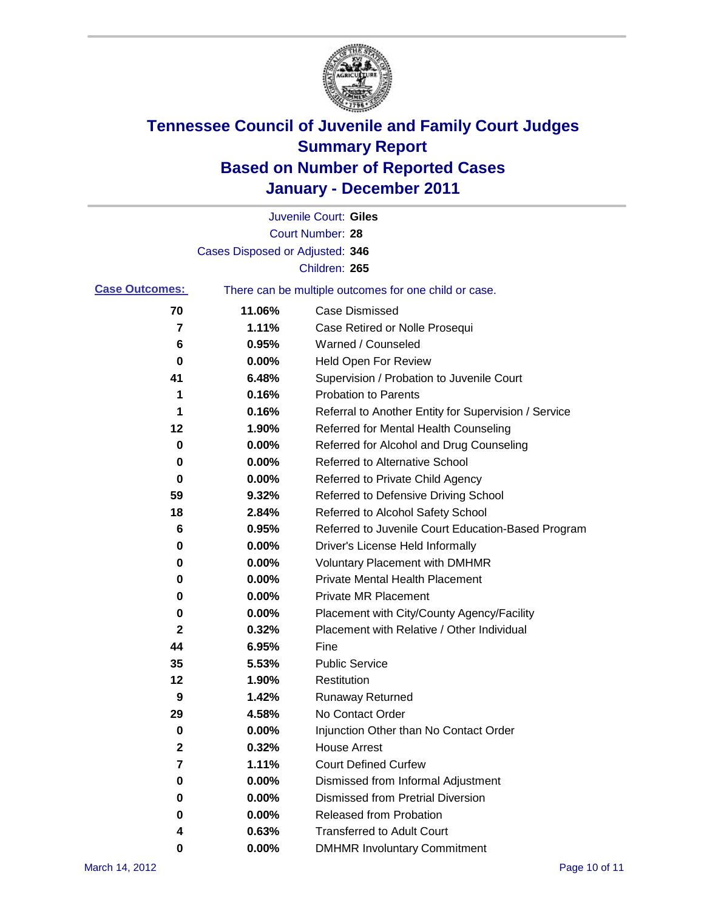# Tennessee Council of Juvenile and Family Court Judges
## Summary Report
## Based on Number of Reported Cases
## January - December 2011

Juvenile Court: **Giles**
Court Number: **28**
Cases Disposed or Adjusted: **346**
Children: **265**

**Case Outcomes:** There can be multiple outcomes for one child or case.

| Count | Percent | Outcome |
|---|---|---|
| 70 | 11.06% | Case Dismissed |
| 7 | 1.11% | Case Retired or Nolle Prosequi |
| 6 | 0.95% | Warned / Counseled |
| 0 | 0.00% | Held Open For Review |
| 41 | 6.48% | Supervision / Probation to Juvenile Court |
| 1 | 0.16% | Probation to Parents |
| 1 | 0.16% | Referral to Another Entity for Supervision / Service |
| 12 | 1.90% | Referred for Mental Health Counseling |
| 0 | 0.00% | Referred for Alcohol and Drug Counseling |
| 0 | 0.00% | Referred to Alternative School |
| 0 | 0.00% | Referred to Private Child Agency |
| 59 | 9.32% | Referred to Defensive Driving School |
| 18 | 2.84% | Referred to Alcohol Safety School |
| 6 | 0.95% | Referred to Juvenile Court Education-Based Program |
| 0 | 0.00% | Driver's License Held Informally |
| 0 | 0.00% | Voluntary Placement with DMHMR |
| 0 | 0.00% | Private Mental Health Placement |
| 0 | 0.00% | Private MR Placement |
| 0 | 0.00% | Placement with City/County Agency/Facility |
| 2 | 0.32% | Placement with Relative / Other Individual |
| 44 | 6.95% | Fine |
| 35 | 5.53% | Public Service |
| 12 | 1.90% | Restitution |
| 9 | 1.42% | Runaway Returned |
| 29 | 4.58% | No Contact Order |
| 0 | 0.00% | Injunction Other than No Contact Order |
| 2 | 0.32% | House Arrest |
| 7 | 1.11% | Court Defined Curfew |
| 0 | 0.00% | Dismissed from Informal Adjustment |
| 0 | 0.00% | Dismissed from Pretrial Diversion |
| 0 | 0.00% | Released from Probation |
| 4 | 0.63% | Transferred to Adult Court |
| 0 | 0.00% | DMHMR Involuntary Commitment |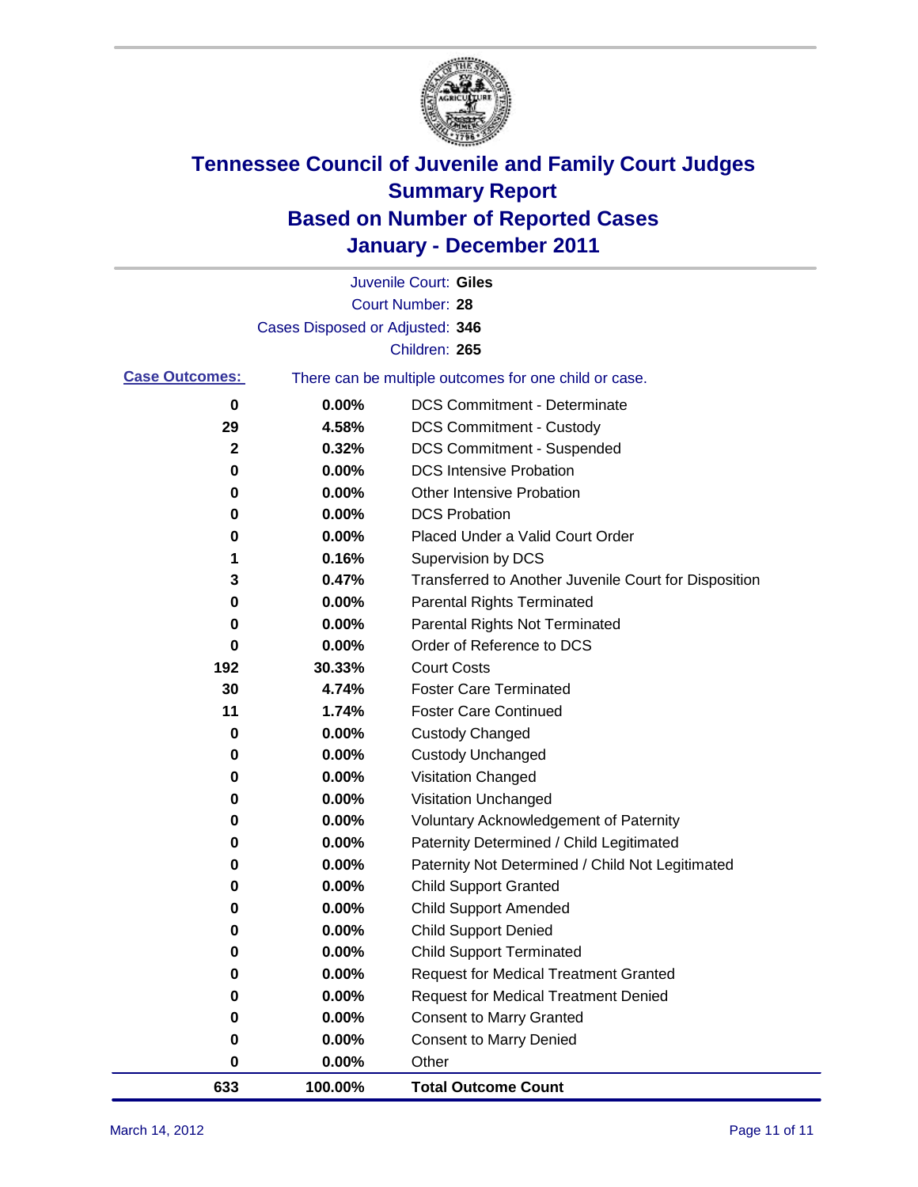# Tennessee Council of Juvenile and Family Court Judges
## Summary Report
## Based on Number of Reported Cases
## January - December 2011

Juvenile Court: **Giles**

Court Number: **28**

Cases Disposed or Adjusted: **346**

Children: **265**

**Case Outcomes:** There can be multiple outcomes for one child or case.

| | | |
|---|---|---|
| 0 | 0.00% | DCS Commitment - Determinate |
| 29 | 4.58% | DCS Commitment - Custody |
| 2 | 0.32% | DCS Commitment - Suspended |
| 0 | 0.00% | DCS Intensive Probation |
| 0 | 0.00% | Other Intensive Probation |
| 0 | 0.00% | DCS Probation |
| 0 | 0.00% | Placed Under a Valid Court Order |
| 1 | 0.16% | Supervision by DCS |
| 3 | 0.47% | Transferred to Another Juvenile Court for Disposition |
| 0 | 0.00% | Parental Rights Terminated |
| 0 | 0.00% | Parental Rights Not Terminated |
| 0 | 0.00% | Order of Reference to DCS |
| 192 | 30.33% | Court Costs |
| 30 | 4.74% | Foster Care Terminated |
| 11 | 1.74% | Foster Care Continued |
| 0 | 0.00% | Custody Changed |
| 0 | 0.00% | Custody Unchanged |
| 0 | 0.00% | Visitation Changed |
| 0 | 0.00% | Visitation Unchanged |
| 0 | 0.00% | Voluntary Acknowledgement of Paternity |
| 0 | 0.00% | Paternity Determined / Child Legitimated |
| 0 | 0.00% | Paternity Not Determined / Child Not Legitimated |
| 0 | 0.00% | Child Support Granted |
| 0 | 0.00% | Child Support Amended |
| 0 | 0.00% | Child Support Denied |
| 0 | 0.00% | Child Support Terminated |
| 0 | 0.00% | Request for Medical Treatment Granted |
| 0 | 0.00% | Request for Medical Treatment Denied |
| 0 | 0.00% | Consent to Marry Granted |
| 0 | 0.00% | Consent to Marry Denied |
| 0 | 0.00% | Other |
| **633** | **100.00%** | **Total Outcome Count** |